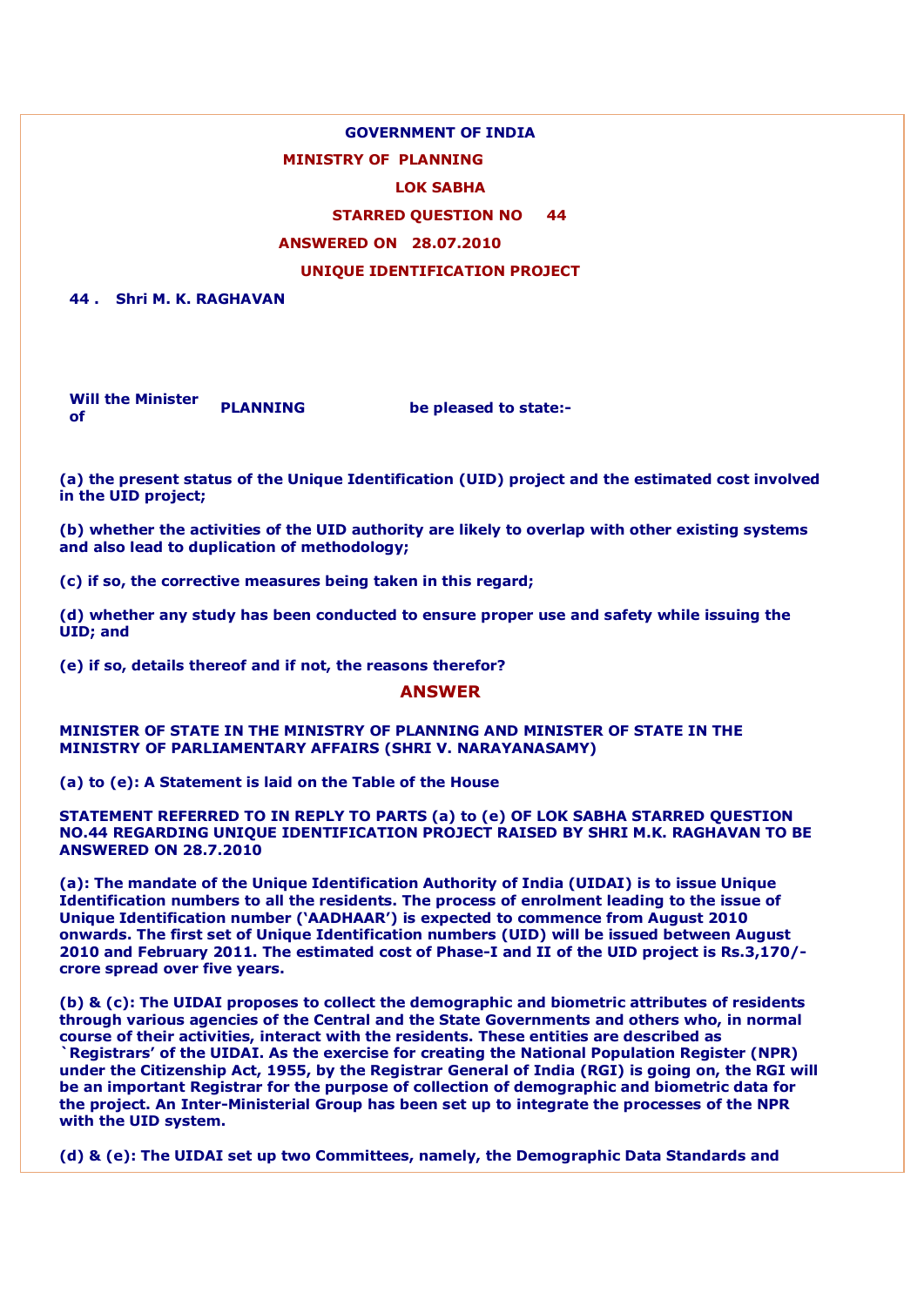**GOVERNMENT OF INDIA**

**MINISTRY OF PLANNING**

**LOK SABHA**

**STARRED QUESTION NO 44**

**ANSWERED ON 28.07.2010**

**UNIQUE IDENTIFICATION PROJECT**

**44 . Shri M. K. RAGHAVAN**

**Will the Minister of PLANNING be pleased to state:-**

**(a) the present status of the Unique Identification (UID) project and the estimated cost involved in the UID project;**

**(b) whether the activities of the UID authority are likely to overlap with other existing systems and also lead to duplication of methodology;**

**(c) if so, the corrective measures being taken in this regard;**

**(d) whether any study has been conducted to ensure proper use and safety while issuing the UID; and**

**(e) if so, details thereof and if not, the reasons therefor?**

**ANSWER**

**MINISTER OF STATE IN THE MINISTRY OF PLANNING AND MINISTER OF STATE IN THE MINISTRY OF PARLIAMENTARY AFFAIRS (SHRI V. NARAYANASAMY)**

**(a) to (e): A Statement is laid on the Table of the House**

**STATEMENT REFERRED TO IN REPLY TO PARTS (a) to (e) OF LOK SABHA STARRED QUESTION NO.44 REGARDING UNIQUE IDENTIFICATION PROJECT RAISED BY SHRI M.K. RAGHAVAN TO BE ANSWERED ON 28.7.2010**

**(a): The mandate of the Unique Identification Authority of India (UIDAI) is to issue Unique Identification numbers to all the residents. The process of enrolment leading to the issue of Unique Identification number ('AADHAAR') is expected to commence from August 2010 onwards. The first set of Unique Identification numbers (UID) will be issued between August 2010 and February 2011. The estimated cost of Phase-I and II of the UID project is Rs.3,170/- crore spread over five years.**

**(b) & (c): The UIDAI proposes to collect the demographic and biometric attributes of residents through various agencies of the Central and the State Governments and others who, in normal course of their activities, interact with the residents. These entities are described as `Registrars' of the UIDAI. As the exercise for creating the National Population Register (NPR) under the Citizenship Act, 1955, by the Registrar General of India (RGI) is going on, the RGI will be an important Registrar for the purpose of collection of demographic and biometric data for the project. An Inter-Ministerial Group has been set up to integrate the processes of the NPR with the UID system.**

**(d) & (e): The UIDAI set up two Committees, namely, the Demographic Data Standards and**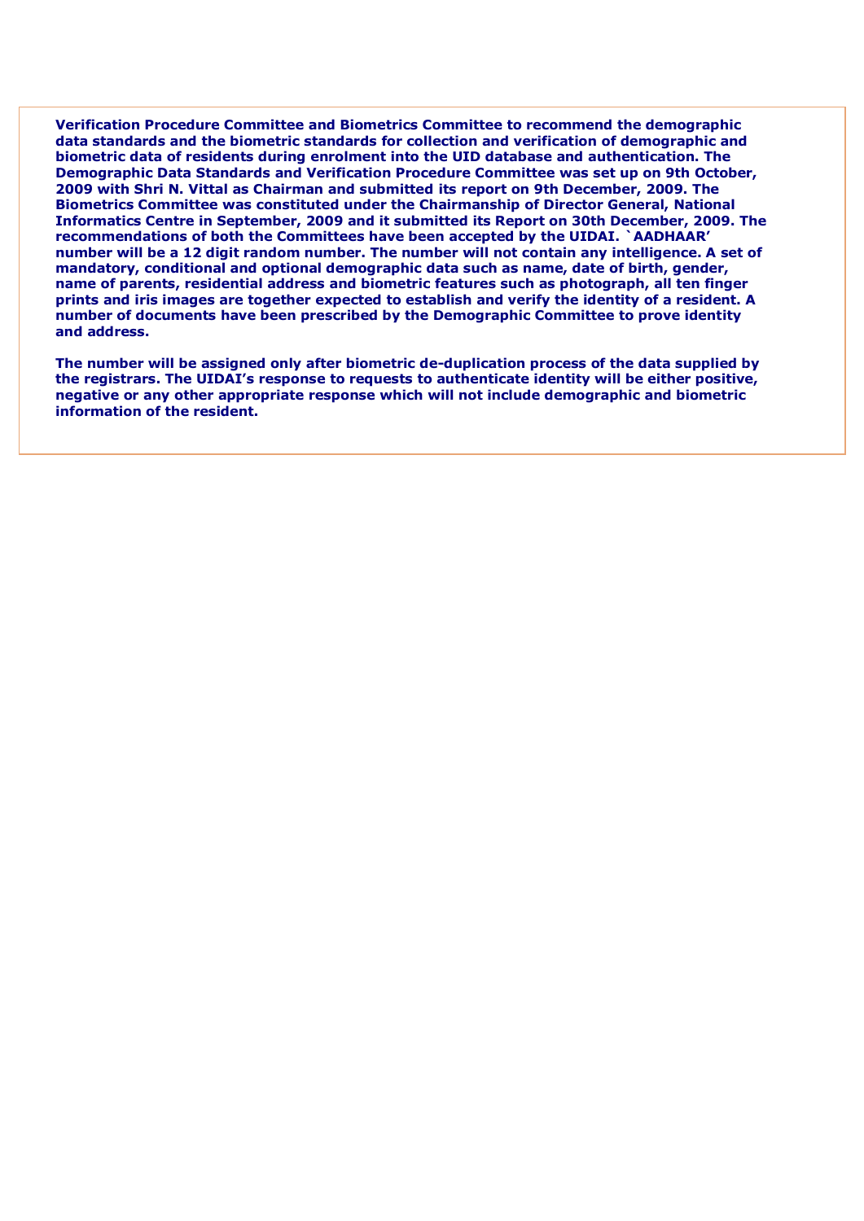**Verification Procedure Committee and Biometrics Committee to recommend the demographic data standards and the biometric standards for collection and verification of demographic and biometric data of residents during enrolment into the UID database and authentication. The Demographic Data Standards and Verification Procedure Committee was set up on 9th October, 2009 with Shri N. Vittal as Chairman and submitted its report on 9th December, 2009. The Biometrics Committee was constituted under the Chairmanship of Director General, National Informatics Centre in September, 2009 and it submitted its Report on 30th December, 2009. The recommendations of both the Committees have been accepted by the UIDAI. `AADHAAR' number will be a 12 digit random number. The number will not contain any intelligence. A set of mandatory, conditional and optional demographic data such as name, date of birth, gender, name of parents, residential address and biometric features such as photograph, all ten finger prints and iris images are together expected to establish and verify the identity of a resident. A number of documents have been prescribed by the Demographic Committee to prove identity and address.**

**The number will be assigned only after biometric de-duplication process of the data supplied by the registrars. The UIDAI's response to requests to authenticate identity will be either positive, negative or any other appropriate response which will not include demographic and biometric information of the resident.**